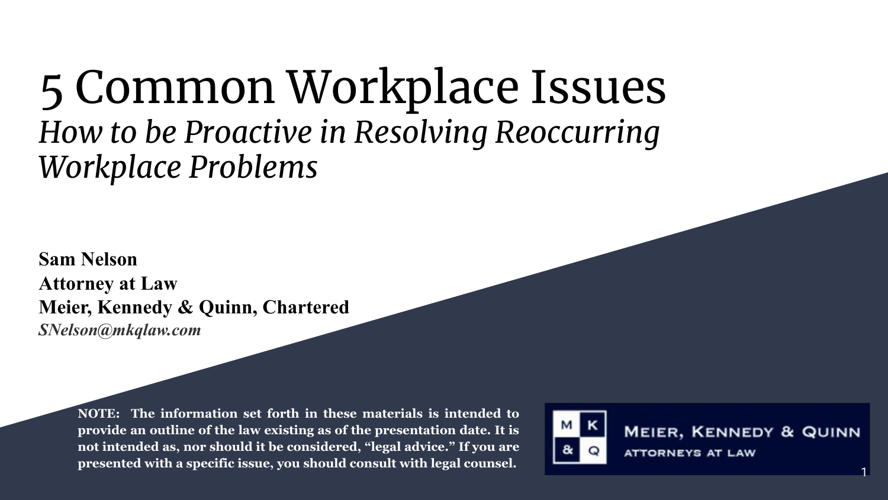# 5 Common Workplace Issues

## *How to be Proactive in Resolving Reoccurring Workplace Problems*

**Sam Nelson**
**Attorney at Law**
**Meier, Kennedy & Quinn, Chartered**
***SNelson@mkqlaw.com***

**NOTE: The information set forth in these materials is intended to provide an outline of the law existing as of the presentation date. It is not intended as, nor should it be considered, "legal advice." If you are presented with a specific issue, you should consult with legal counsel.**

MEIER, KENNEDY & QUINN
ATTORNEYS AT LAW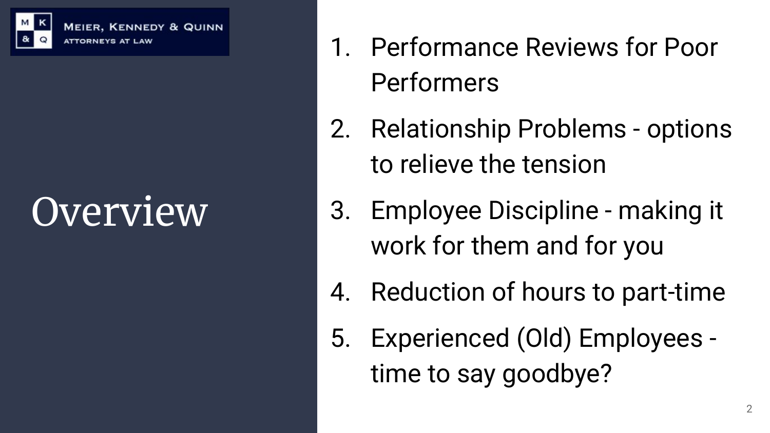Meier, Kennedy & Quinn
Attorneys at Law

# Overview

1. Performance Reviews for Poor Performers
2. Relationship Problems - options to relieve the tension
3. Employee Discipline - making it work for them and for you
4. Reduction of hours to part-time
5. Experienced (Old) Employees - time to say goodbye?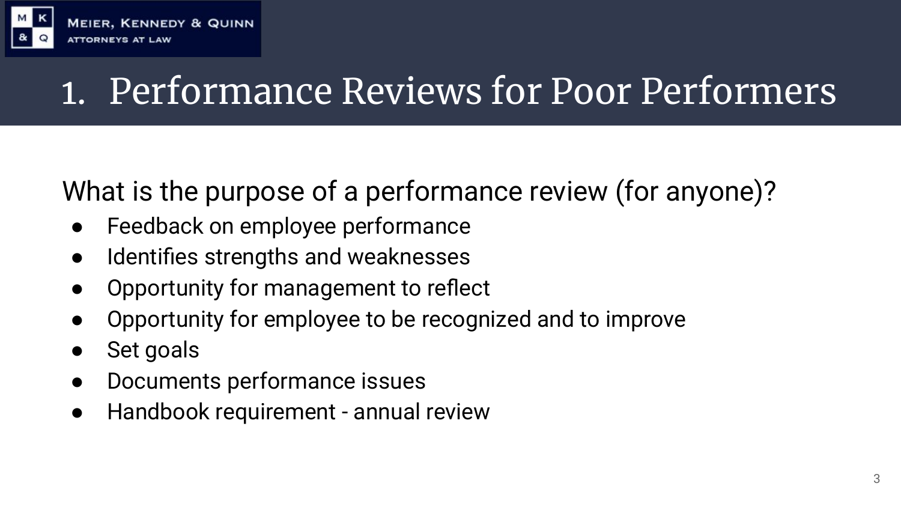# 1. Performance Reviews for Poor Performers

What is the purpose of a performance review (for anyone)?

- Feedback on employee performance
- Identifies strengths and weaknesses
- Opportunity for management to reflect
- Opportunity for employee to be recognized and to improve
- Set goals
- Documents performance issues
- Handbook requirement - annual review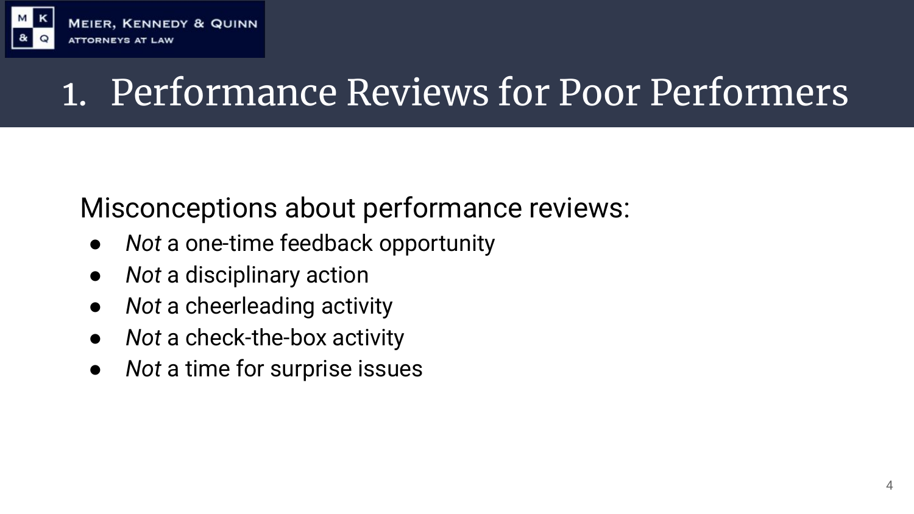# 1. Performance Reviews for Poor Performers

Misconceptions about performance reviews:

- *Not* a one-time feedback opportunity
- *Not* a disciplinary action
- *Not* a cheerleading activity
- *Not* a check-the-box activity
- *Not* a time for surprise issues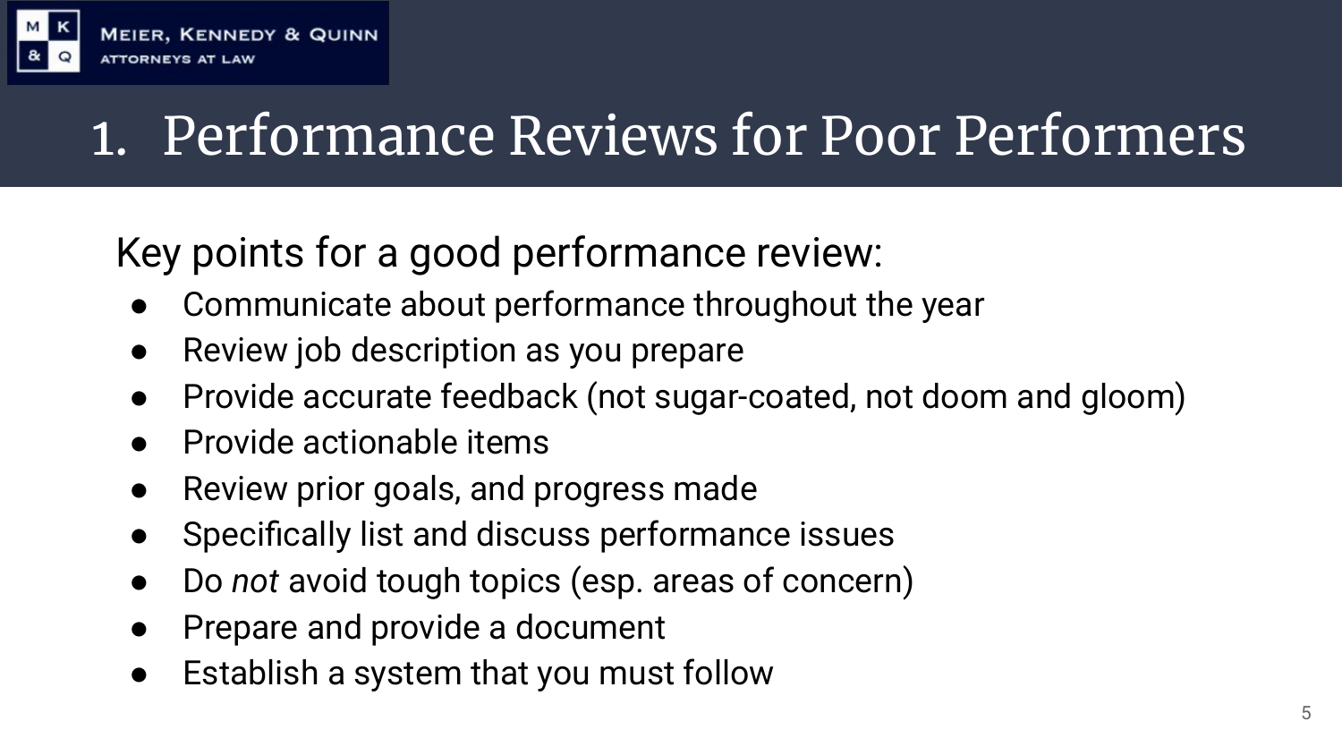# 1. Performance Reviews for Poor Performers

Key points for a good performance review:

- Communicate about performance throughout the year
- Review job description as you prepare
- Provide accurate feedback (not sugar-coated, not doom and gloom)
- Provide actionable items
- Review prior goals, and progress made
- Specifically list and discuss performance issues
- Do *not* avoid tough topics (esp. areas of concern)
- Prepare and provide a document
- Establish a system that you must follow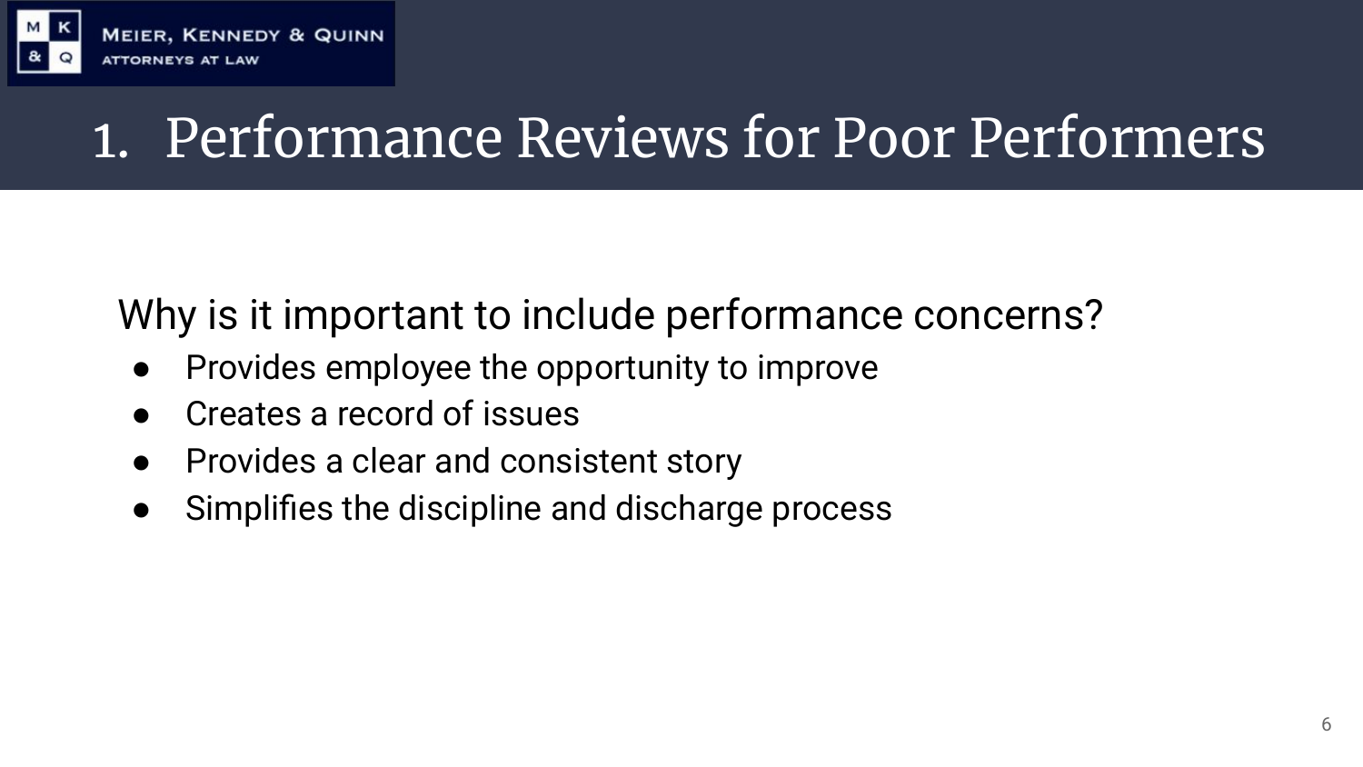# 1. Performance Reviews for Poor Performers

Why is it important to include performance concerns?

- Provides employee the opportunity to improve
- Creates a record of issues
- Provides a clear and consistent story
- Simplifies the discipline and discharge process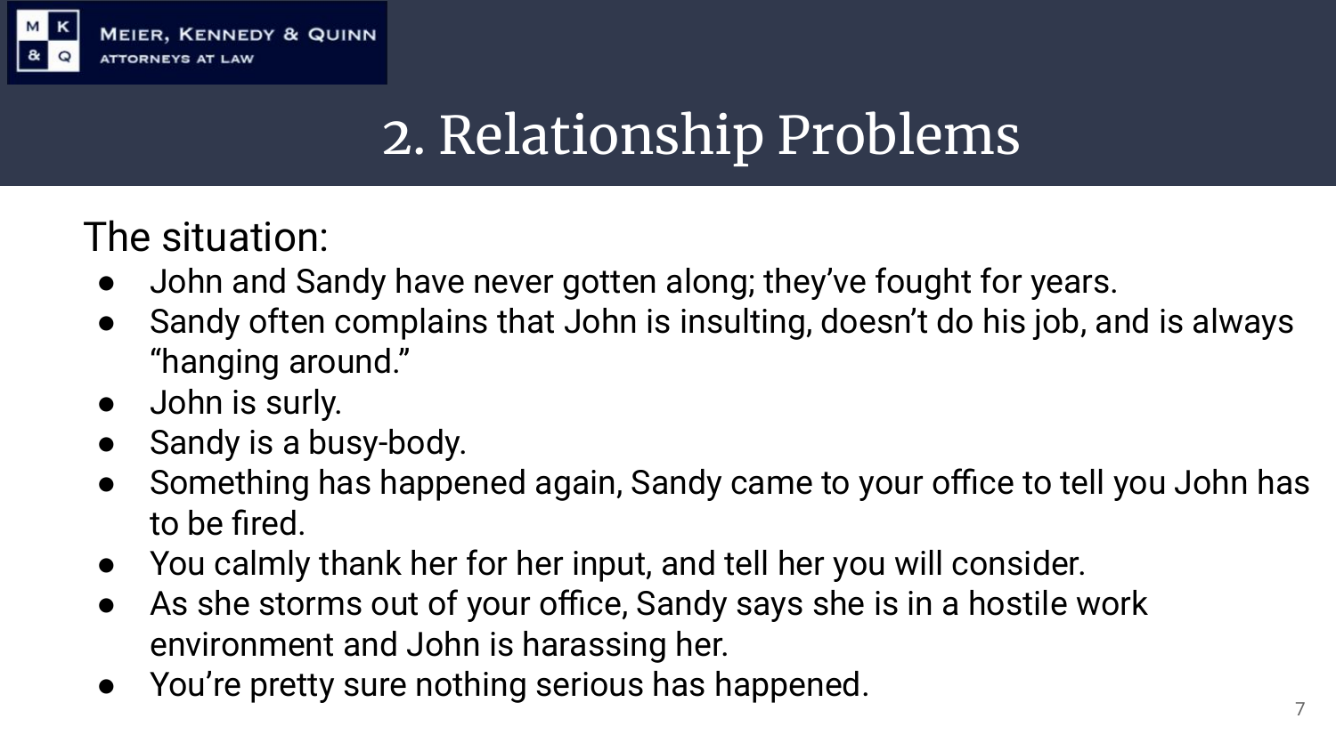# 2. Relationship Problems

The situation:

- John and Sandy have never gotten along; they've fought for years.
- Sandy often complains that John is insulting, doesn't do his job, and is always "hanging around."
- John is surly.
- Sandy is a busy-body.
- Something has happened again, Sandy came to your office to tell you John has to be fired.
- You calmly thank her for her input, and tell her you will consider.
- As she storms out of your office, Sandy says she is in a hostile work environment and John is harassing her.
- You're pretty sure nothing serious has happened.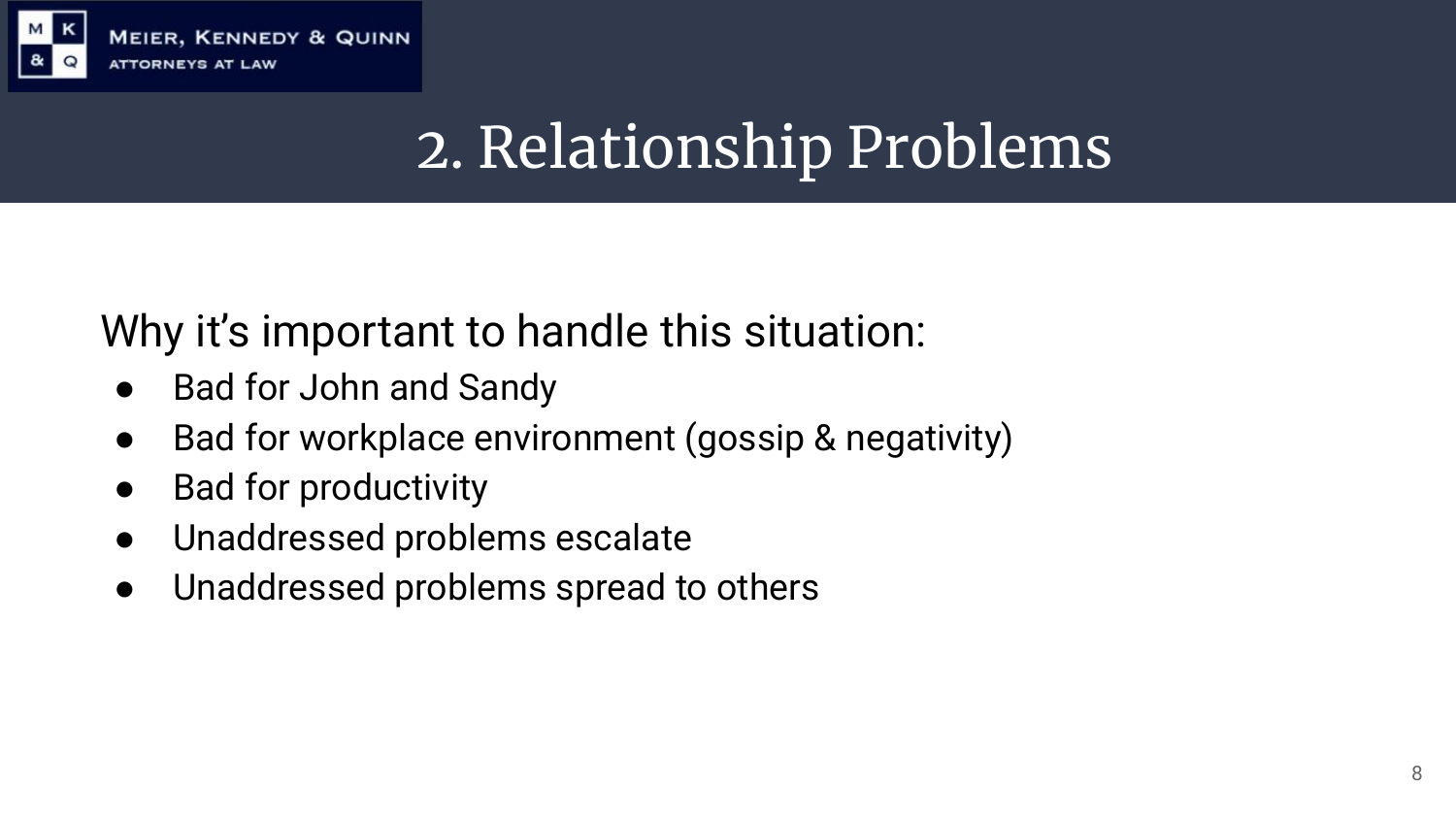# 2. Relationship Problems

Why it's important to handle this situation:

- Bad for John and Sandy
- Bad for workplace environment (gossip & negativity)
- Bad for productivity
- Unaddressed problems escalate
- Unaddressed problems spread to others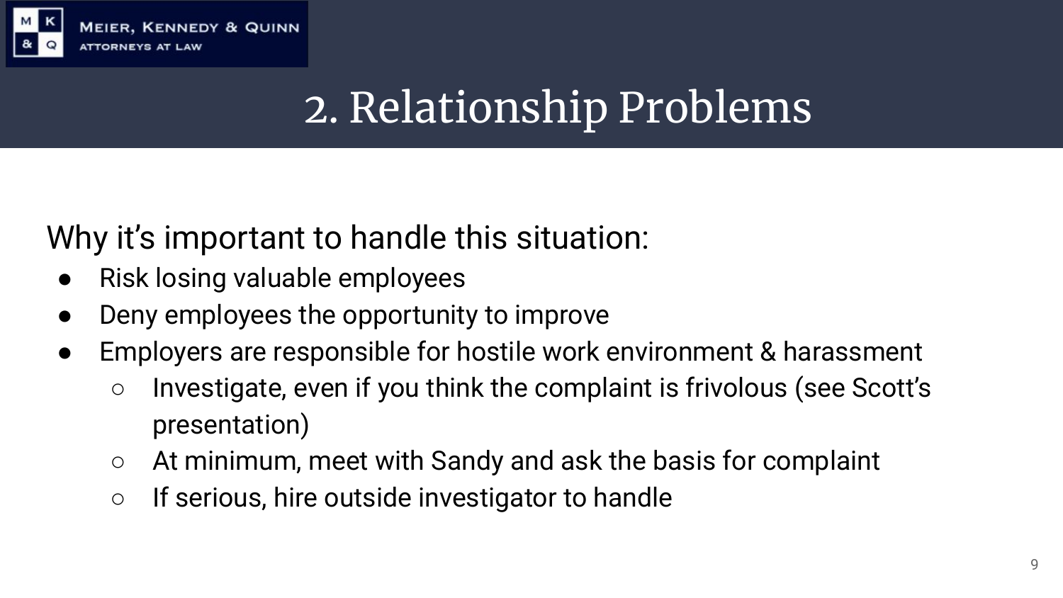# 2. Relationship Problems

Why it's important to handle this situation:

- Risk losing valuable employees
- Deny employees the opportunity to improve
- Employers are responsible for hostile work environment & harassment
  - Investigate, even if you think the complaint is frivolous (see Scott's presentation)
  - At minimum, meet with Sandy and ask the basis for complaint
  - If serious, hire outside investigator to handle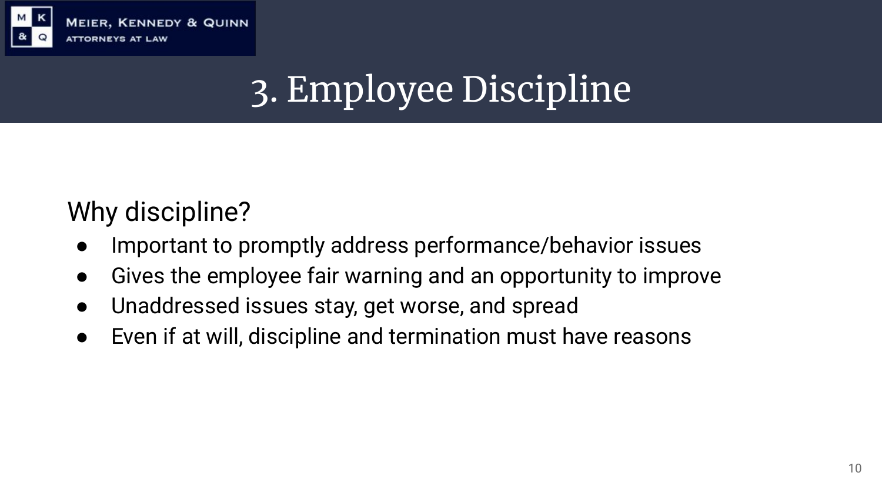# 3. Employee Discipline

Why discipline?

- Important to promptly address performance/behavior issues
- Gives the employee fair warning and an opportunity to improve
- Unaddressed issues stay, get worse, and spread
- Even if at will, discipline and termination must have reasons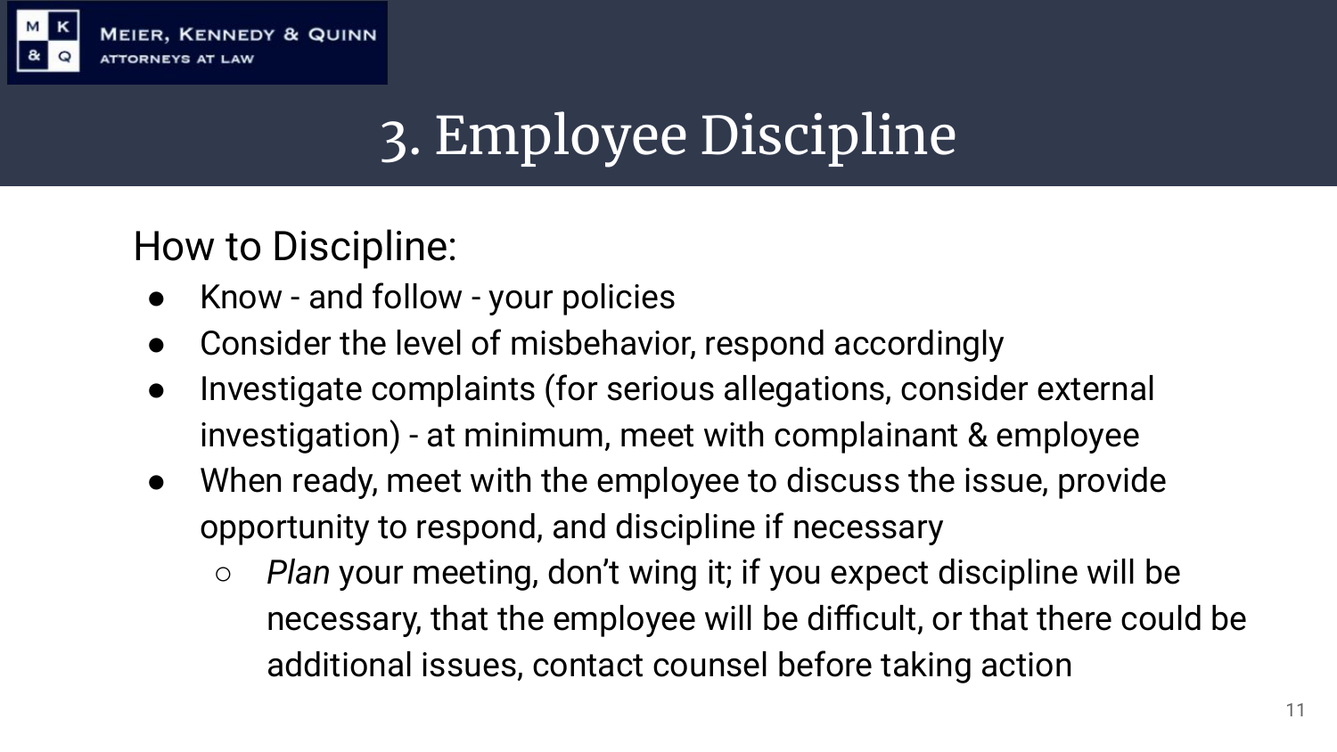# 3. Employee Discipline

## How to Discipline:

- Know - and follow - your policies
- Consider the level of misbehavior, respond accordingly
- Investigate complaints (for serious allegations, consider external investigation) - at minimum, meet with complainant & employee
- When ready, meet with the employee to discuss the issue, provide opportunity to respond, and discipline if necessary
  - *Plan* your meeting, don't wing it; if you expect discipline will be necessary, that the employee will be difficult, or that there could be additional issues, contact counsel before taking action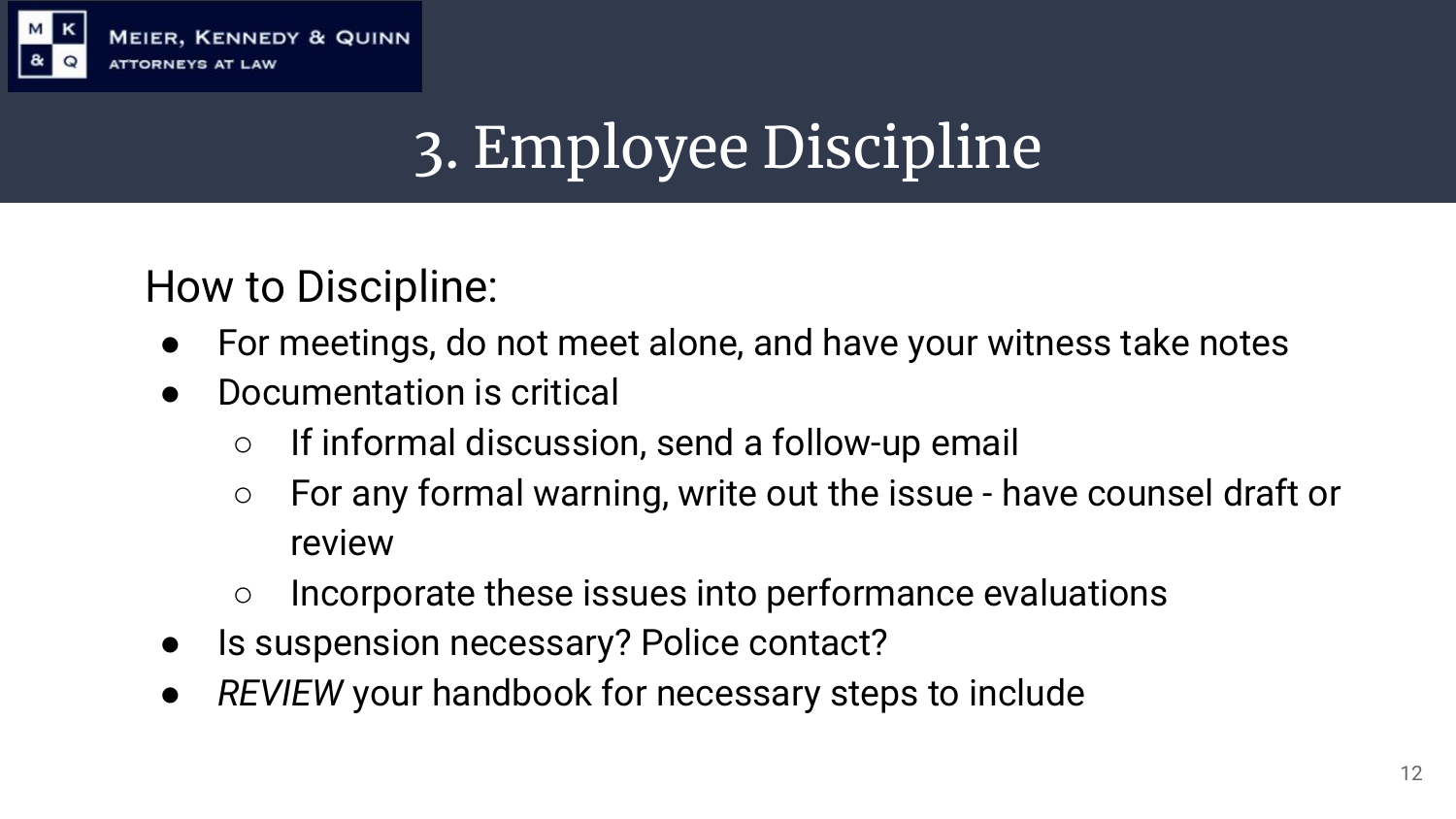# 3. Employee Discipline

How to Discipline:

- For meetings, do not meet alone, and have your witness take notes
- Documentation is critical
    - If informal discussion, send a follow-up email
    - For any formal warning, write out the issue - have counsel draft or review
    - Incorporate these issues into performance evaluations
- Is suspension necessary? Police contact?
- *REVIEW* your handbook for necessary steps to include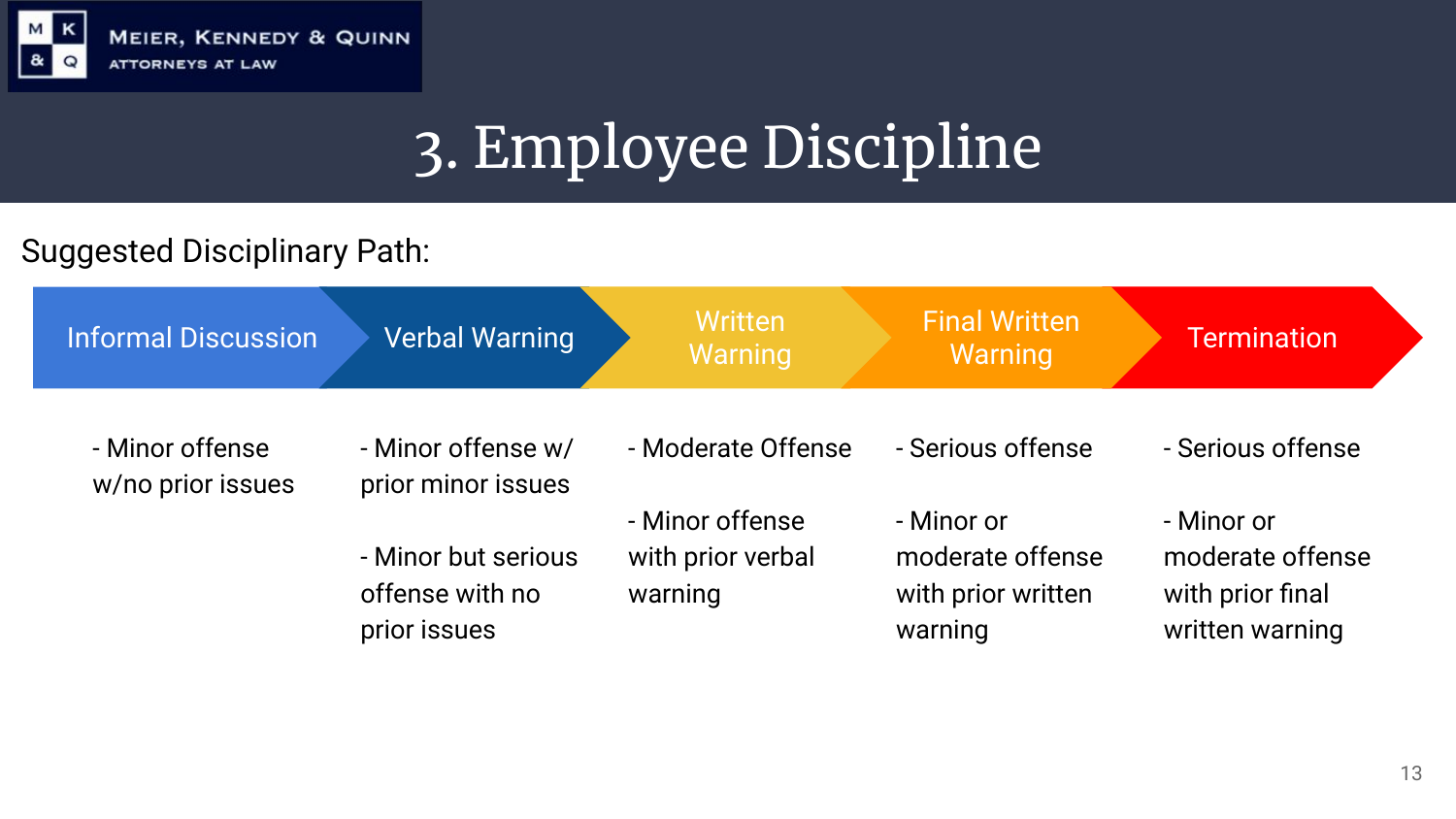# 3. Employee Discipline

Suggested Disciplinary Path:

| Informal Discussion | Verbal Warning | Written Warning | Final Written Warning | Termination |
|---|---|---|---|---|
| - Minor offense w/no prior issues | - Minor offense w/ prior minor issues<br><br>- Minor but serious offense with no prior issues | - Moderate Offense<br><br>- Minor offense with prior verbal warning | - Serious offense<br><br>- Minor or moderate offense with prior written warning | - Serious offense<br><br>- Minor or moderate offense with prior final written warning |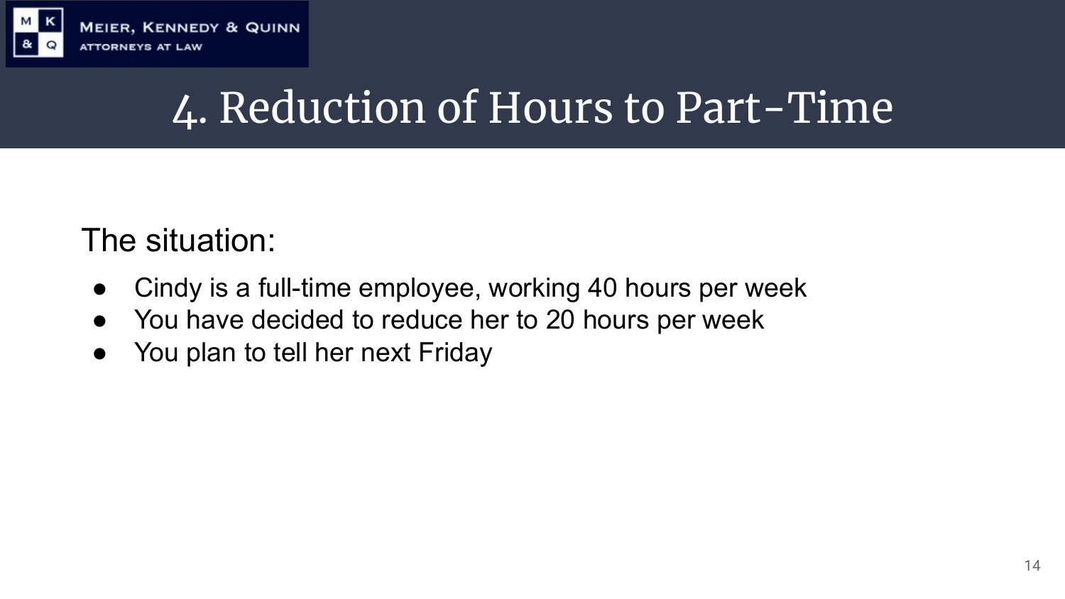# 4. Reduction of Hours to Part-Time

The situation:

- Cindy is a full-time employee, working 40 hours per week
- You have decided to reduce her to 20 hours per week
- You plan to tell her next Friday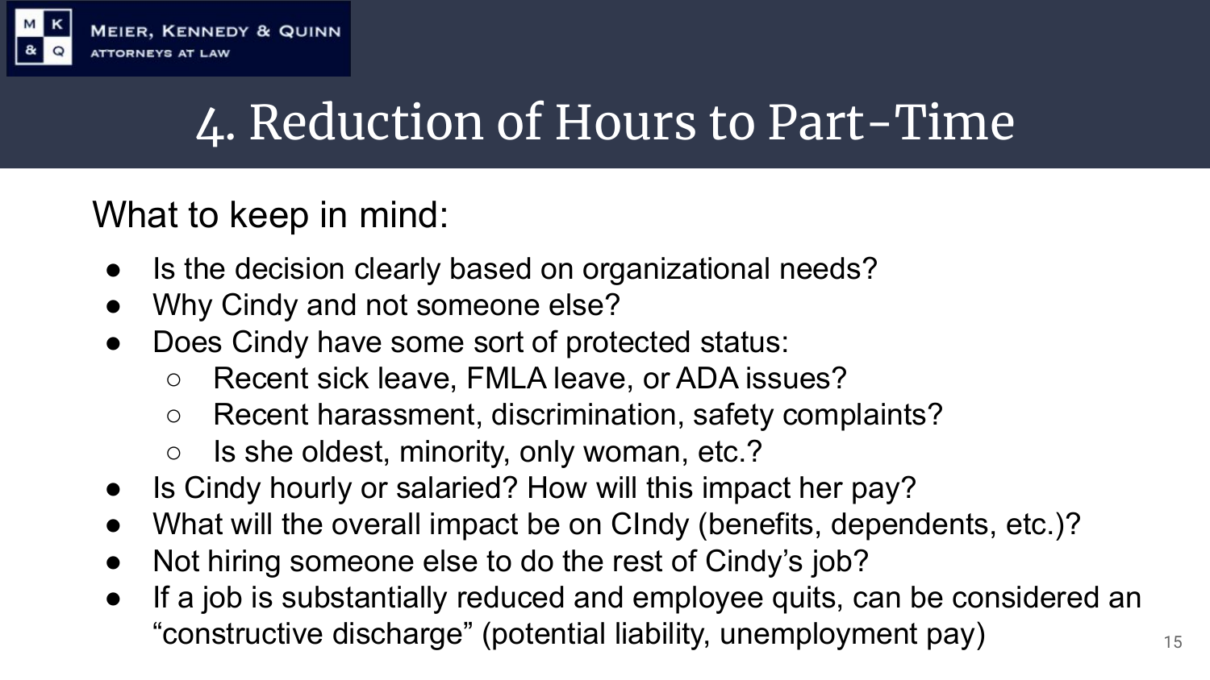# 4. Reduction of Hours to Part-Time

What to keep in mind:

- Is the decision clearly based on organizational needs?
- Why Cindy and not someone else?
- Does Cindy have some sort of protected status:
  - Recent sick leave, FMLA leave, or ADA issues?
  - Recent harassment, discrimination, safety complaints?
  - Is she oldest, minority, only woman, etc.?
- Is Cindy hourly or salaried? How will this impact her pay?
- What will the overall impact be on CIndy (benefits, dependents, etc.)?
- Not hiring someone else to do the rest of Cindy's job?
- If a job is substantially reduced and employee quits, can be considered an "constructive discharge" (potential liability, unemployment pay)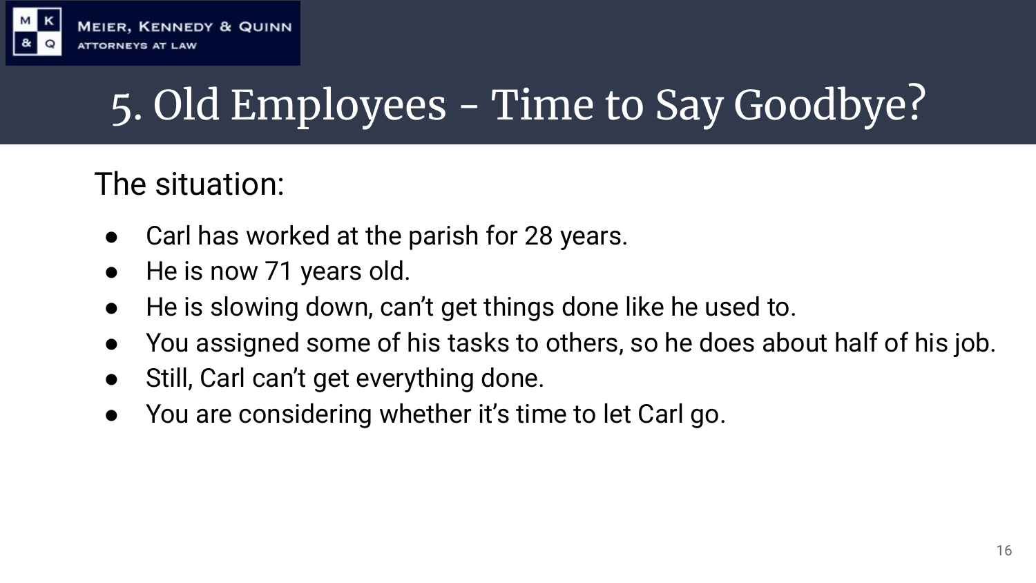# 5. Old Employees - Time to Say Goodbye?

The situation:

- Carl has worked at the parish for 28 years.
- He is now 71 years old.
- He is slowing down, can't get things done like he used to.
- You assigned some of his tasks to others, so he does about half of his job.
- Still, Carl can't get everything done.
- You are considering whether it's time to let Carl go.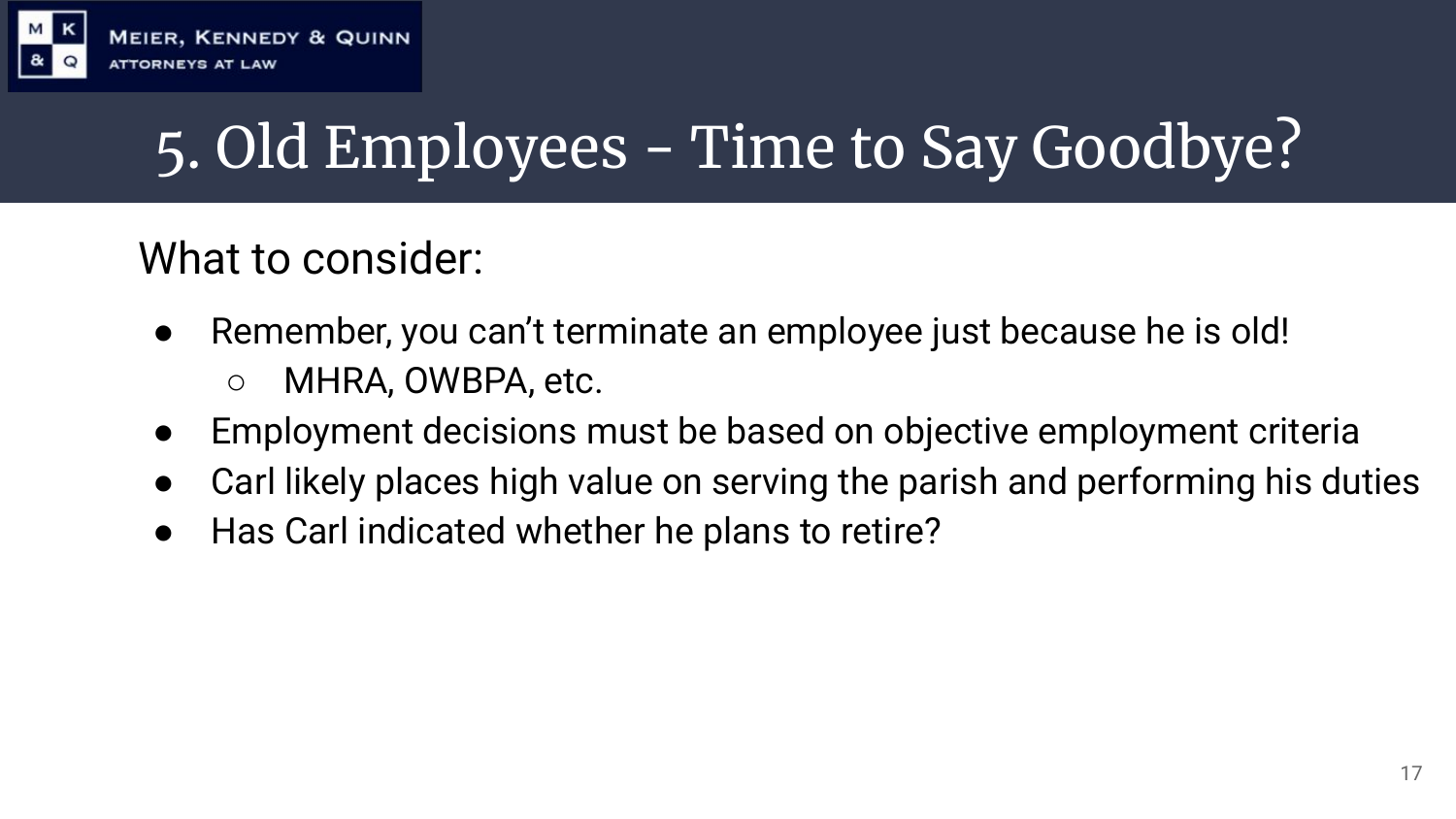# 5. Old Employees - Time to Say Goodbye?

What to consider:

- Remember, you can't terminate an employee just because he is old!
  - MHRA, OWBPA, etc.
- Employment decisions must be based on objective employment criteria
- Carl likely places high value on serving the parish and performing his duties
- Has Carl indicated whether he plans to retire?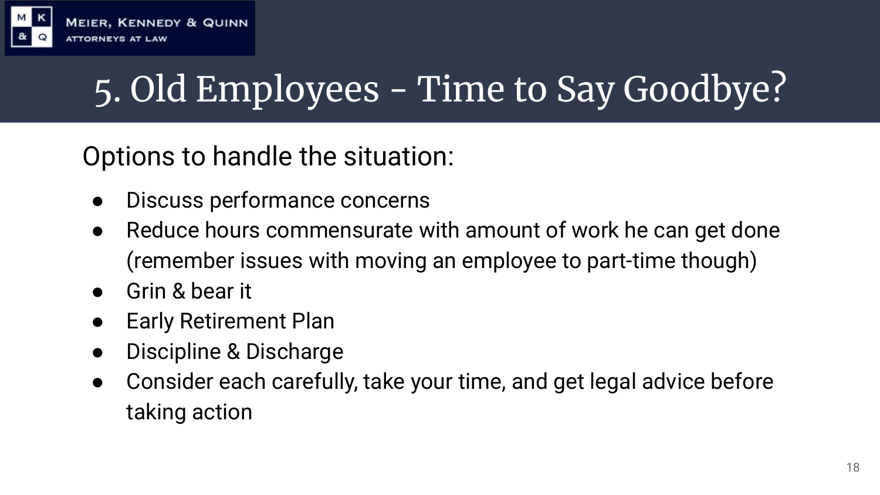# 5. Old Employees - Time to Say Goodbye?

Options to handle the situation:

- Discuss performance concerns
- Reduce hours commensurate with amount of work he can get done (remember issues with moving an employee to part-time though)
- Grin & bear it
- Early Retirement Plan
- Discipline & Discharge
- Consider each carefully, take your time, and get legal advice before taking action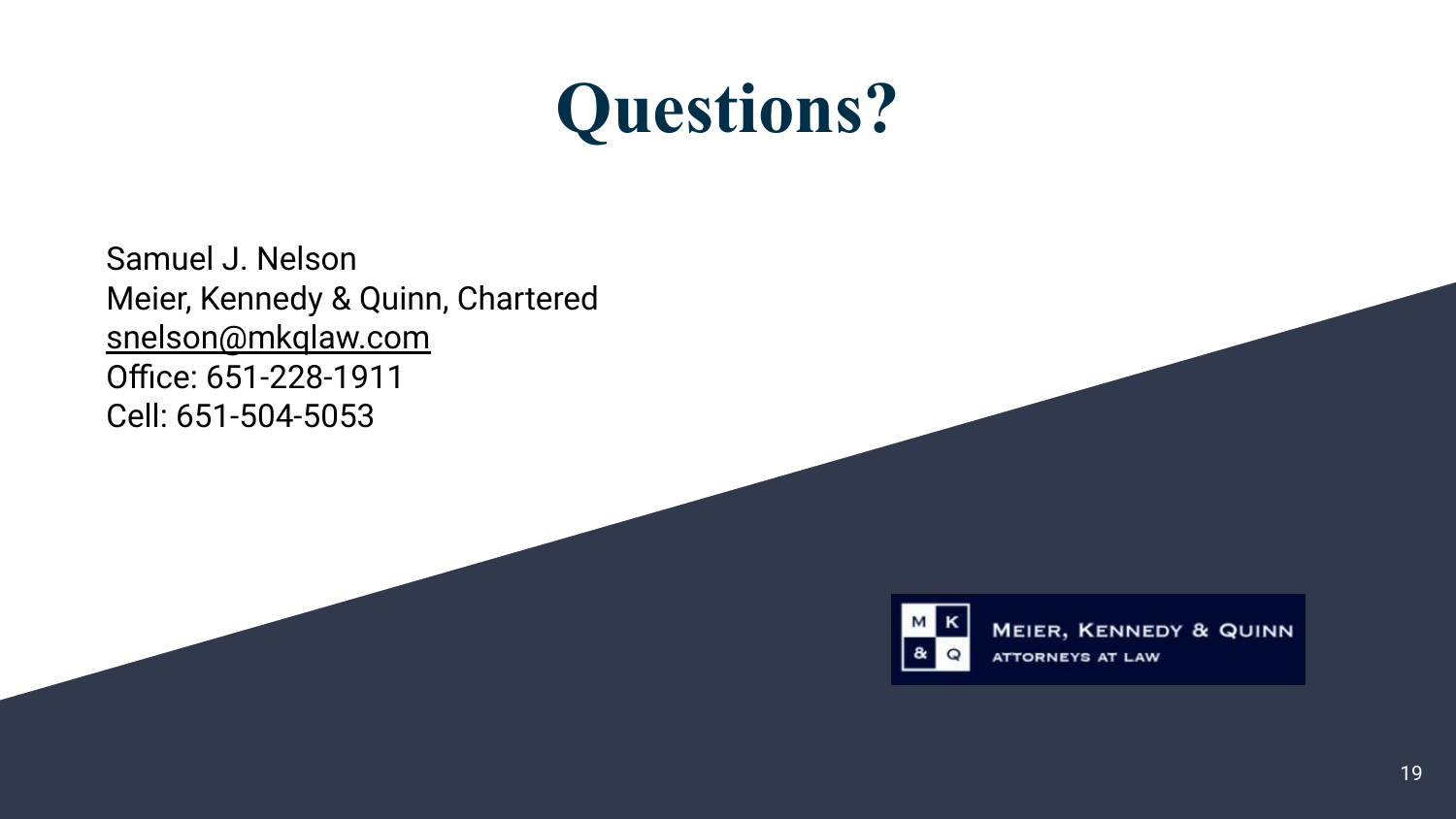# Questions?

Samuel J. Nelson
Meier, Kennedy & Quinn, Chartered
snelson@mkqlaw.com
Office: 651-228-1911
Cell: 651-504-5053

MEIER, KENNEDY & QUINN
ATTORNEYS AT LAW